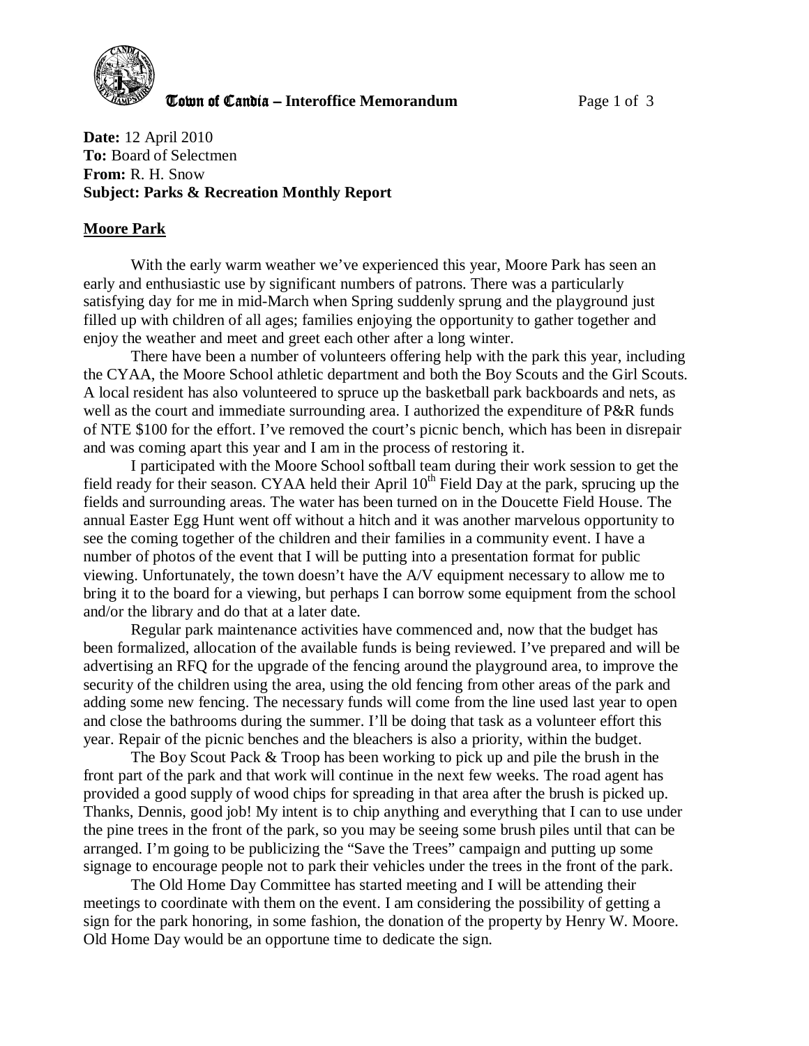**Town of Candia – Interoffice Memorandum**

**Date:** 12 April 2010
**To:** Board of Selectmen
**From:** R. H. Snow
**Subject: Parks & Recreation Monthly Report**

## Moore Park

With the early warm weather we've experienced this year, Moore Park has seen an early and enthusiastic use by significant numbers of patrons. There was a particularly satisfying day for me in mid-March when Spring suddenly sprung and the playground just filled up with children of all ages; families enjoying the opportunity to gather together and enjoy the weather and meet and greet each other after a long winter.

There have been a number of volunteers offering help with the park this year, including the CYAA, the Moore School athletic department and both the Boy Scouts and the Girl Scouts. A local resident has also volunteered to spruce up the basketball park backboards and nets, as well as the court and immediate surrounding area. I authorized the expenditure of P&R funds of NTE $100 for the effort. I've removed the court's picnic bench, which has been in disrepair and was coming apart this year and I am in the process of restoring it.

I participated with the Moore School softball team during their work session to get the field ready for their season. CYAA held their April 10th Field Day at the park, sprucing up the fields and surrounding areas. The water has been turned on in the Doucette Field House. The annual Easter Egg Hunt went off without a hitch and it was another marvelous opportunity to see the coming together of the children and their families in a community event. I have a number of photos of the event that I will be putting into a presentation format for public viewing. Unfortunately, the town doesn't have the A/V equipment necessary to allow me to bring it to the board for a viewing, but perhaps I can borrow some equipment from the school and/or the library and do that at a later date.

Regular park maintenance activities have commenced and, now that the budget has been formalized, allocation of the available funds is being reviewed. I've prepared and will be advertising an RFQ for the upgrade of the fencing around the playground area, to improve the security of the children using the area, using the old fencing from other areas of the park and adding some new fencing. The necessary funds will come from the line used last year to open and close the bathrooms during the summer. I'll be doing that task as a volunteer effort this year. Repair of the picnic benches and the bleachers is also a priority, within the budget.

The Boy Scout Pack & Troop has been working to pick up and pile the brush in the front part of the park and that work will continue in the next few weeks. The road agent has provided a good supply of wood chips for spreading in that area after the brush is picked up. Thanks, Dennis, good job! My intent is to chip anything and everything that I can to use under the pine trees in the front of the park, so you may be seeing some brush piles until that can be arranged. I'm going to be publicizing the "Save the Trees" campaign and putting up some signage to encourage people not to park their vehicles under the trees in the front of the park.

The Old Home Day Committee has started meeting and I will be attending their meetings to coordinate with them on the event. I am considering the possibility of getting a sign for the park honoring, in some fashion, the donation of the property by Henry W. Moore. Old Home Day would be an opportune time to dedicate the sign.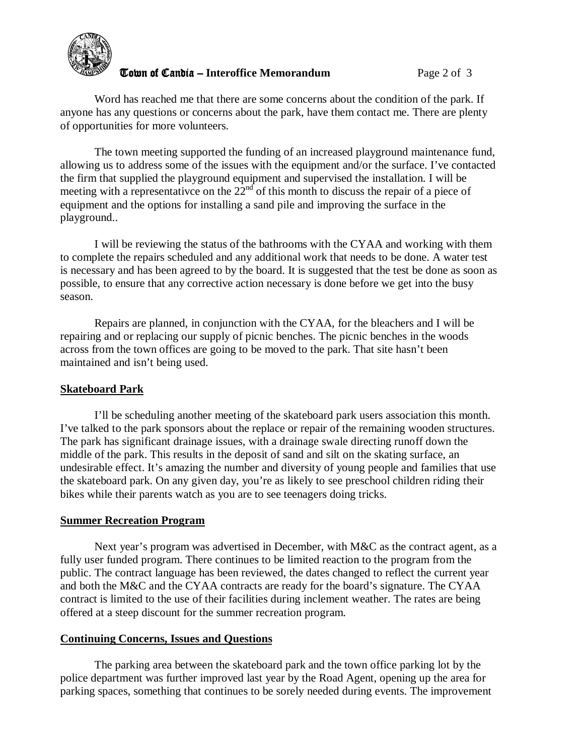Word has reached me that there are some concerns about the condition of the park. If anyone has any questions or concerns about the park, have them contact me. There are plenty of opportunities for more volunteers.

The town meeting supported the funding of an increased playground maintenance fund, allowing us to address some of the issues with the equipment and/or the surface. I've contacted the firm that supplied the playground equipment and supervised the installation. I will be meeting with a representativce on the 22nd of this month to discuss the repair of a piece of equipment and the options for installing a sand pile and improving the surface in the playground..

I will be reviewing the status of the bathrooms with the CYAA and working with them to complete the repairs scheduled and any additional work that needs to be done. A water test is necessary and has been agreed to by the board. It is suggested that the test be done as soon as possible, to ensure that any corrective action necessary is done before we get into the busy season.

Repairs are planned, in conjunction with the CYAA, for the bleachers and I will be repairing and or replacing our supply of picnic benches. The picnic benches in the woods across from the town offices are going to be moved to the park. That site hasn't been maintained and isn't being used.

## Skateboard Park

I'll be scheduling another meeting of the skateboard park users association this month. I've talked to the park sponsors about the replace or repair of the remaining wooden structures. The park has significant drainage issues, with a drainage swale directing runoff down the middle of the park. This results in the deposit of sand and silt on the skating surface, an undesirable effect. It's amazing the number and diversity of young people and families that use the skateboard park. On any given day, you're as likely to see preschool children riding their bikes while their parents watch as you are to see teenagers doing tricks.

## Summer Recreation Program

Next year's program was advertised in December, with M&C as the contract agent, as a fully user funded program. There continues to be limited reaction to the program from the public. The contract language has been reviewed, the dates changed to reflect the current year and both the M&C and the CYAA contracts are ready for the board's signature. The CYAA contract is limited to the use of their facilities during inclement weather. The rates are being offered at a steep discount for the summer recreation program.

## Continuing Concerns, Issues and Questions

The parking area between the skateboard park and the town office parking lot by the police department was further improved last year by the Road Agent, opening up the area for parking spaces, something that continues to be sorely needed during events. The improvement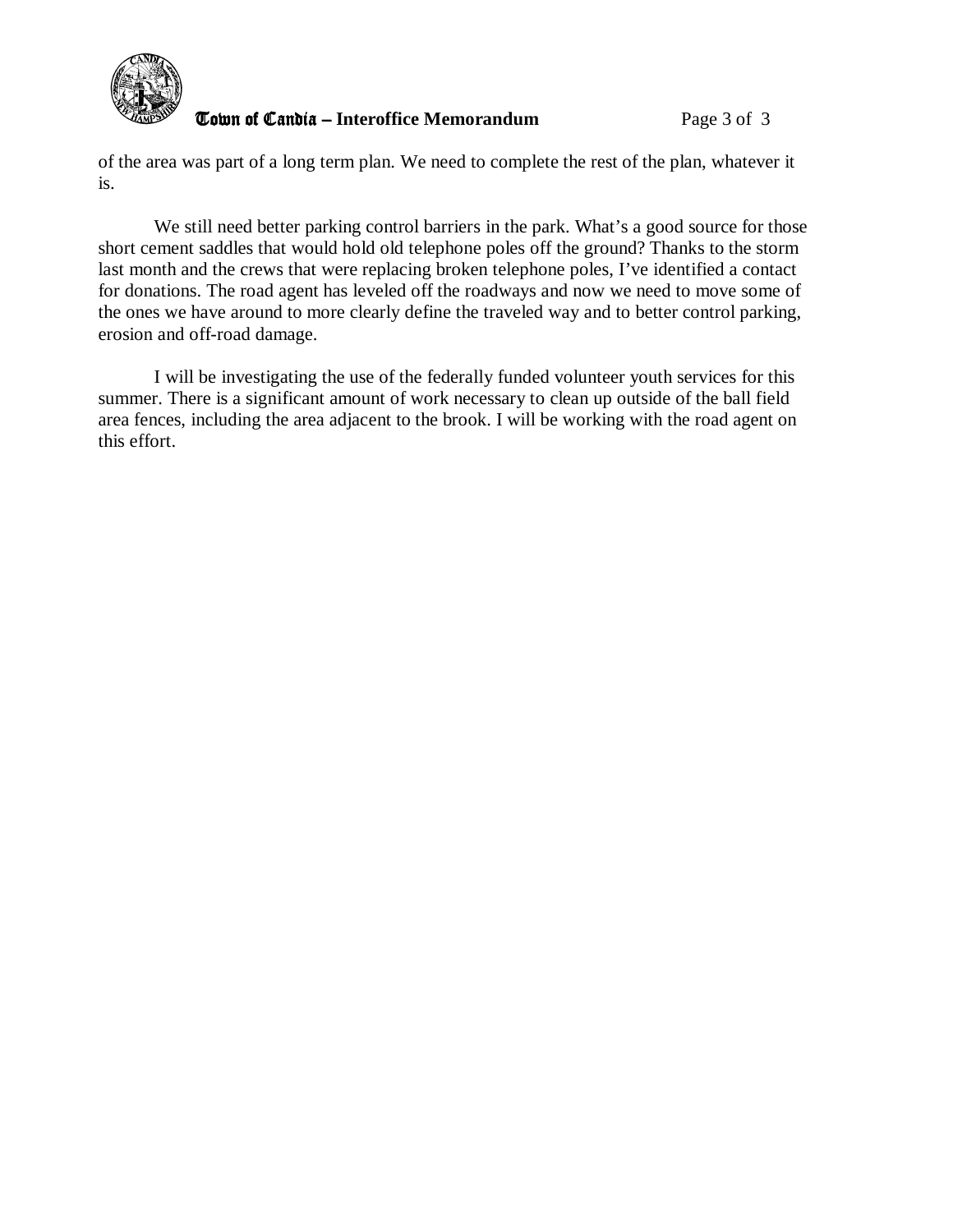of the area was part of a long term plan. We need to complete the rest of the plan, whatever it is.

We still need better parking control barriers in the park. What's a good source for those short cement saddles that would hold old telephone poles off the ground? Thanks to the storm last month and the crews that were replacing broken telephone poles, I've identified a contact for donations. The road agent has leveled off the roadways and now we need to move some of the ones we have around to more clearly define the traveled way and to better control parking, erosion and off-road damage.

I will be investigating the use of the federally funded volunteer youth services for this summer. There is a significant amount of work necessary to clean up outside of the ball field area fences, including the area adjacent to the brook. I will be working with the road agent on this effort.